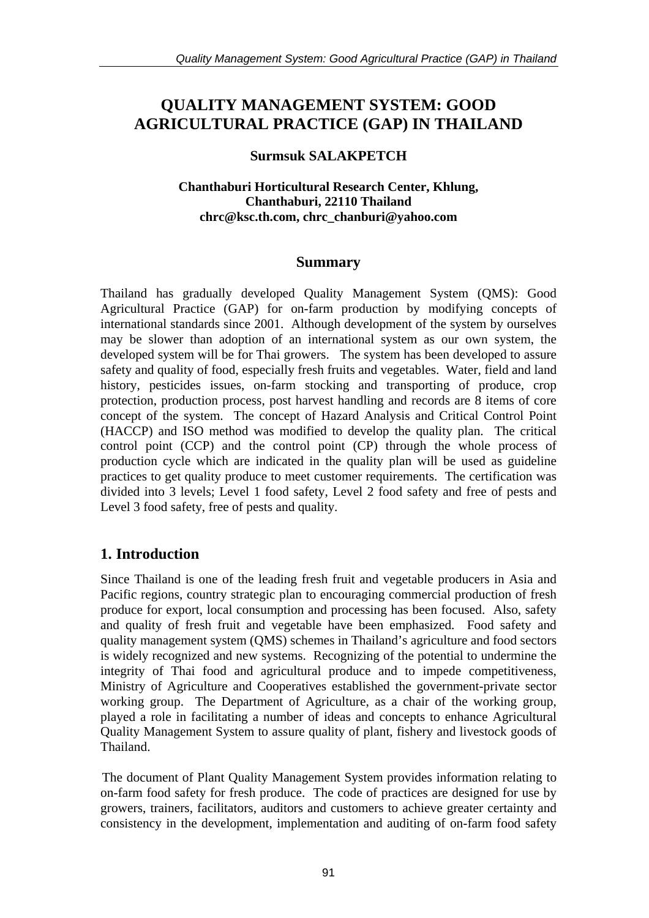# QUALITY MANAGEMENT SYSTEM: GOOD AGRICULTURAL PRACTICE (GAP) IN THAILAND

**Surmsuk SALAKPETCH**

**Chanthaburi Horticultural Research Center, Khlung, Chanthaburi, 22110 Thailand**
**chrc@ksc.th.com, chrc_chanburi@yahoo.com**

## Summary

Thailand has gradually developed Quality Management System (QMS): Good Agricultural Practice (GAP) for on-farm production by modifying concepts of international standards since 2001. Although development of the system by ourselves may be slower than adoption of an international system as our own system, the developed system will be for Thai growers. The system has been developed to assure safety and quality of food, especially fresh fruits and vegetables. Water, field and land history, pesticides issues, on-farm stocking and transporting of produce, crop protection, production process, post harvest handling and records are 8 items of core concept of the system. The concept of Hazard Analysis and Critical Control Point (HACCP) and ISO method was modified to develop the quality plan. The critical control point (CCP) and the control point (CP) through the whole process of production cycle which are indicated in the quality plan will be used as guideline practices to get quality produce to meet customer requirements. The certification was divided into 3 levels; Level 1 food safety, Level 2 food safety and free of pests and Level 3 food safety, free of pests and quality.

## 1. Introduction

Since Thailand is one of the leading fresh fruit and vegetable producers in Asia and Pacific regions, country strategic plan to encouraging commercial production of fresh produce for export, local consumption and processing has been focused. Also, safety and quality of fresh fruit and vegetable have been emphasized. Food safety and quality management system (QMS) schemes in Thailand's agriculture and food sectors is widely recognized and new systems. Recognizing of the potential to undermine the integrity of Thai food and agricultural produce and to impede competitiveness, Ministry of Agriculture and Cooperatives established the government-private sector working group. The Department of Agriculture, as a chair of the working group, played a role in facilitating a number of ideas and concepts to enhance Agricultural Quality Management System to assure quality of plant, fishery and livestock goods of Thailand.

The document of Plant Quality Management System provides information relating to on-farm food safety for fresh produce. The code of practices are designed for use by growers, trainers, facilitators, auditors and customers to achieve greater certainty and consistency in the development, implementation and auditing of on-farm food safety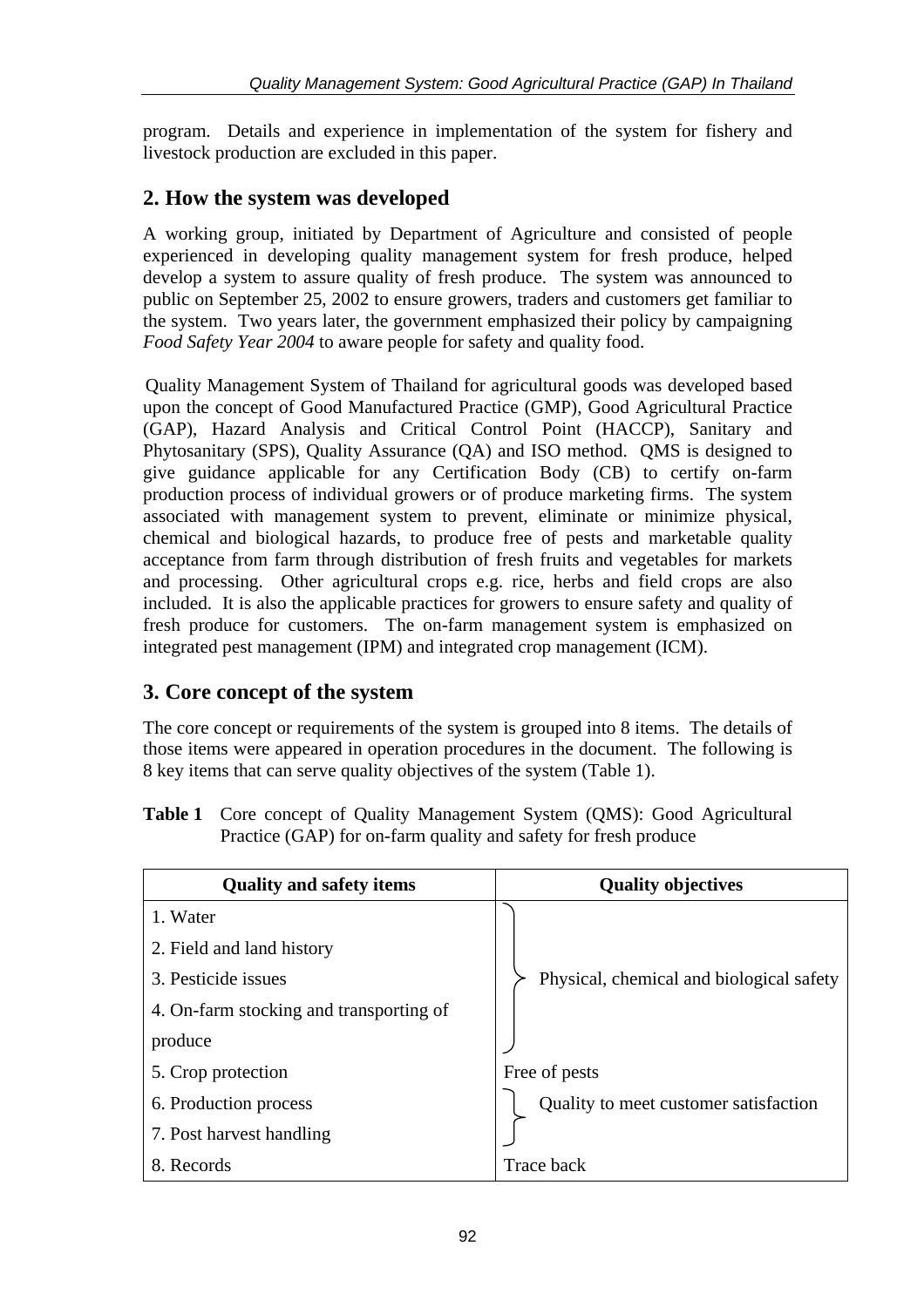program. Details and experience in implementation of the system for fishery and livestock production are excluded in this paper.

## 2. How the system was developed

A working group, initiated by Department of Agriculture and consisted of people experienced in developing quality management system for fresh produce, helped develop a system to assure quality of fresh produce. The system was announced to public on September 25, 2002 to ensure growers, traders and customers get familiar to the system. Two years later, the government emphasized their policy by campaigning *Food Safety Year 2004* to aware people for safety and quality food.

Quality Management System of Thailand for agricultural goods was developed based upon the concept of Good Manufactured Practice (GMP), Good Agricultural Practice (GAP), Hazard Analysis and Critical Control Point (HACCP), Sanitary and Phytosanitary (SPS), Quality Assurance (QA) and ISO method. QMS is designed to give guidance applicable for any Certification Body (CB) to certify on-farm production process of individual growers or of produce marketing firms. The system associated with management system to prevent, eliminate or minimize physical, chemical and biological hazards, to produce free of pests and marketable quality acceptance from farm through distribution of fresh fruits and vegetables for markets and processing. Other agricultural crops e.g. rice, herbs and field crops are also included. It is also the applicable practices for growers to ensure safety and quality of fresh produce for customers. The on-farm management system is emphasized on integrated pest management (IPM) and integrated crop management (ICM).

## 3. Core concept of the system

The core concept or requirements of the system is grouped into 8 items. The details of those items were appeared in operation procedures in the document. The following is 8 key items that can serve quality objectives of the system (Table 1).

**Table 1** Core concept of Quality Management System (QMS): Good Agricultural Practice (GAP) for on-farm quality and safety for fresh produce

| Quality and safety items | Quality objectives |
|---|---|
| 1. Water<br>2. Field and land history<br>3. Pesticide issues<br>4. On-farm stocking and transporting of produce | Physical, chemical and biological safety |
| 5. Crop protection | Free of pests |
| 6. Production process<br>7. Post harvest handling | Quality to meet customer satisfaction |
| 8. Records | Trace back |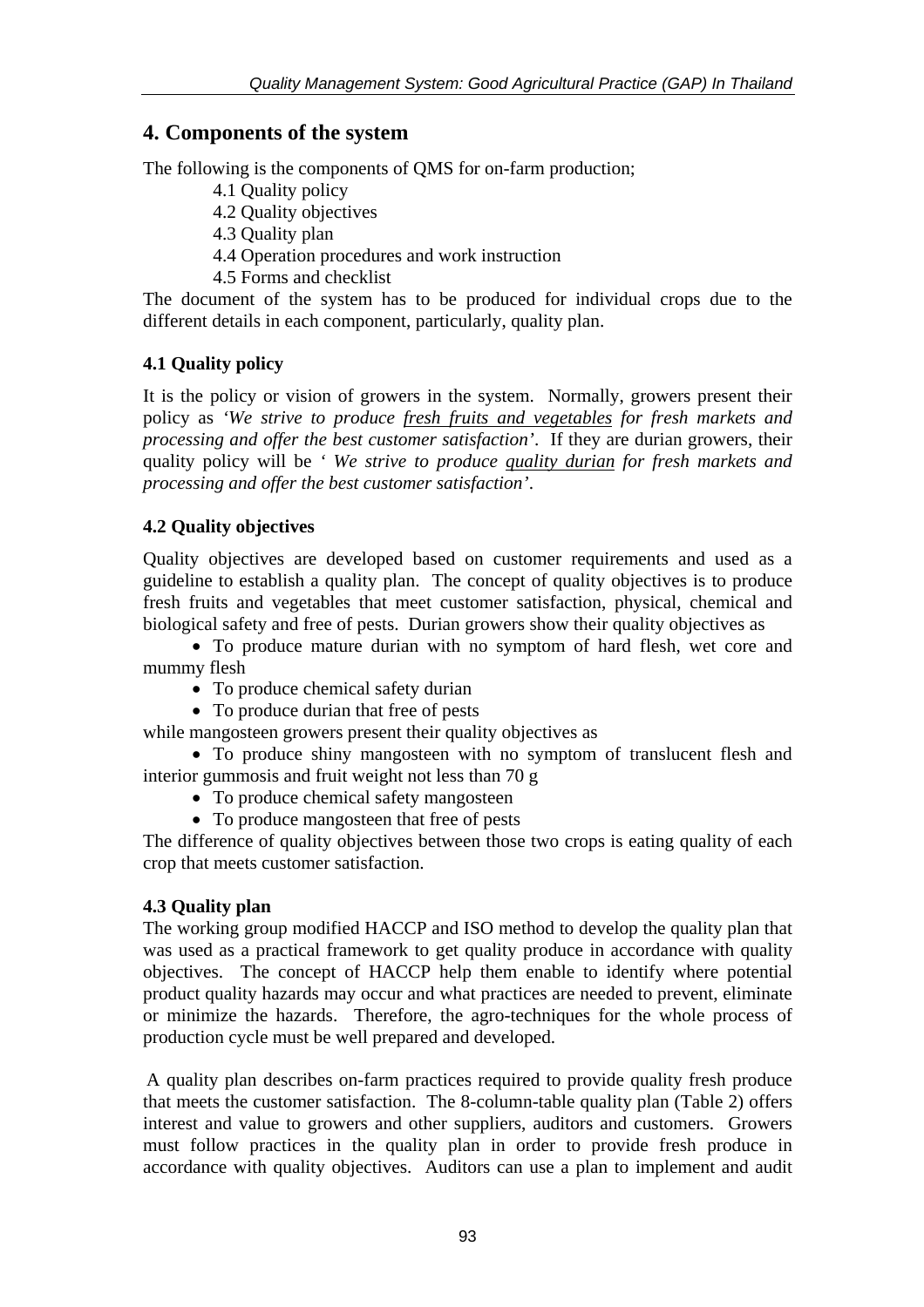## 4. Components of the system

The following is the components of QMS for on-farm production;

4.1 Quality policy
4.2 Quality objectives
4.3 Quality plan
4.4 Operation procedures and work instruction
4.5 Forms and checklist

The document of the system has to be produced for individual crops due to the different details in each component, particularly, quality plan.

### 4.1 Quality policy

It is the policy or vision of growers in the system. Normally, growers present their policy as *'We strive to produce <u>fresh fruits and vegetables</u> for fresh markets and processing and offer the best customer satisfaction'*. If they are durian growers, their quality policy will be *' We strive to produce <u>quality durian</u> for fresh markets and processing and offer the best customer satisfaction'*.

### 4.2 Quality objectives

Quality objectives are developed based on customer requirements and used as a guideline to establish a quality plan. The concept of quality objectives is to produce fresh fruits and vegetables that meet customer satisfaction, physical, chemical and biological safety and free of pests. Durian growers show their quality objectives as

- To produce mature durian with no symptom of hard flesh, wet core and mummy flesh
- To produce chemical safety durian
- To produce durian that free of pests

while mangosteen growers present their quality objectives as

- To produce shiny mangosteen with no symptom of translucent flesh and interior gummosis and fruit weight not less than 70 g
- To produce chemical safety mangosteen
- To produce mangosteen that free of pests

The difference of quality objectives between those two crops is eating quality of each crop that meets customer satisfaction.

### 4.3 Quality plan

The working group modified HACCP and ISO method to develop the quality plan that was used as a practical framework to get quality produce in accordance with quality objectives. The concept of HACCP help them enable to identify where potential product quality hazards may occur and what practices are needed to prevent, eliminate or minimize the hazards. Therefore, the agro-techniques for the whole process of production cycle must be well prepared and developed.

A quality plan describes on-farm practices required to provide quality fresh produce that meets the customer satisfaction. The 8-column-table quality plan (Table 2) offers interest and value to growers and other suppliers, auditors and customers. Growers must follow practices in the quality plan in order to provide fresh produce in accordance with quality objectives. Auditors can use a plan to implement and audit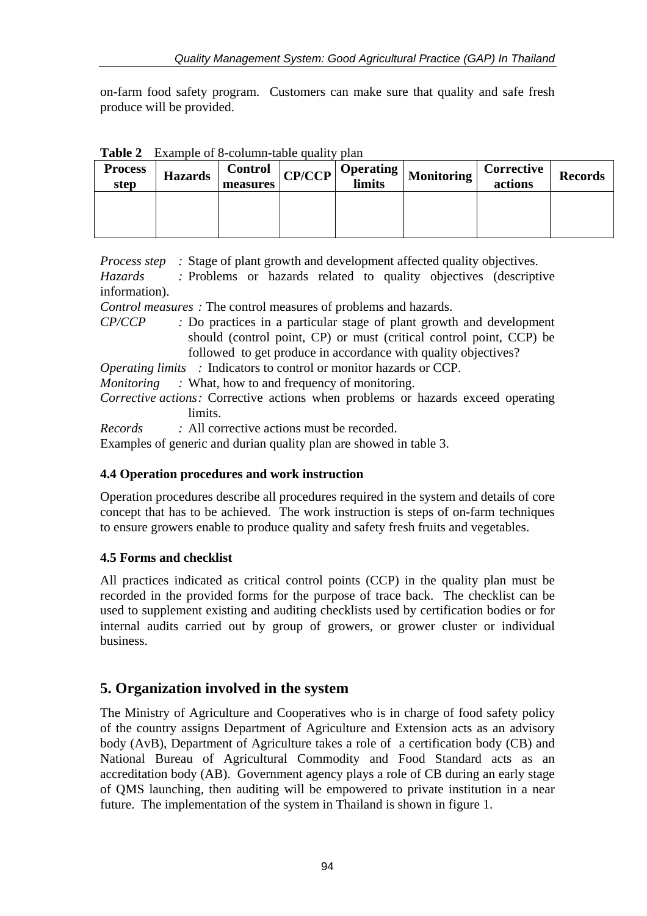on-farm food safety program.  Customers can make sure that quality and safe fresh produce will be provided.

**Table 2** Example of 8-column-table quality plan

| Process step | Hazards | Control measures | CP/CCP | Operating limits | Monitoring | Corrective actions | Records |
|---|---|---|---|---|---|---|---|
| | | | | | | | |

*Process step* *:* Stage of plant growth and development affected quality objectives.
*Hazards* *:* Problems or hazards related to quality objectives (descriptive information).
*Control measures :* The control measures of problems and hazards.
*CP/CCP* *:* Do practices in a particular stage of plant growth and development should (control point, CP) or must (critical control point, CCP) be followed to get produce in accordance with quality objectives?
*Operating limits* *:* Indicators to control or monitor hazards or CCP.
*Monitoring* *:* What, how to and frequency of monitoring.
*Corrective actions:* Corrective actions when problems or hazards exceed operating limits.
*Records* *:* All corrective actions must be recorded.
Examples of generic and durian quality plan are showed in table 3.

### 4.4 Operation procedures and work instruction

Operation procedures describe all procedures required in the system and details of core concept that has to be achieved.  The work instruction is steps of on-farm techniques to ensure growers enable to produce quality and safety fresh fruits and vegetables.

### 4.5 Forms and checklist

All practices indicated as critical control points (CCP) in the quality plan must be recorded in the provided forms for the purpose of trace back.  The checklist can be used to supplement existing and auditing checklists used by certification bodies or for internal audits carried out by group of growers, or grower cluster or individual business.

## 5. Organization involved in the system

The Ministry of Agriculture and Cooperatives who is in charge of food safety policy of the country assigns Department of Agriculture and Extension acts as an advisory body (AvB), Department of Agriculture takes a role of a certification body (CB) and National Bureau of Agricultural Commodity and Food Standard acts as an accreditation body (AB).  Government agency plays a role of CB during an early stage of QMS launching, then auditing will be empowered to private institution in a near future.  The implementation of the system in Thailand is shown in figure 1.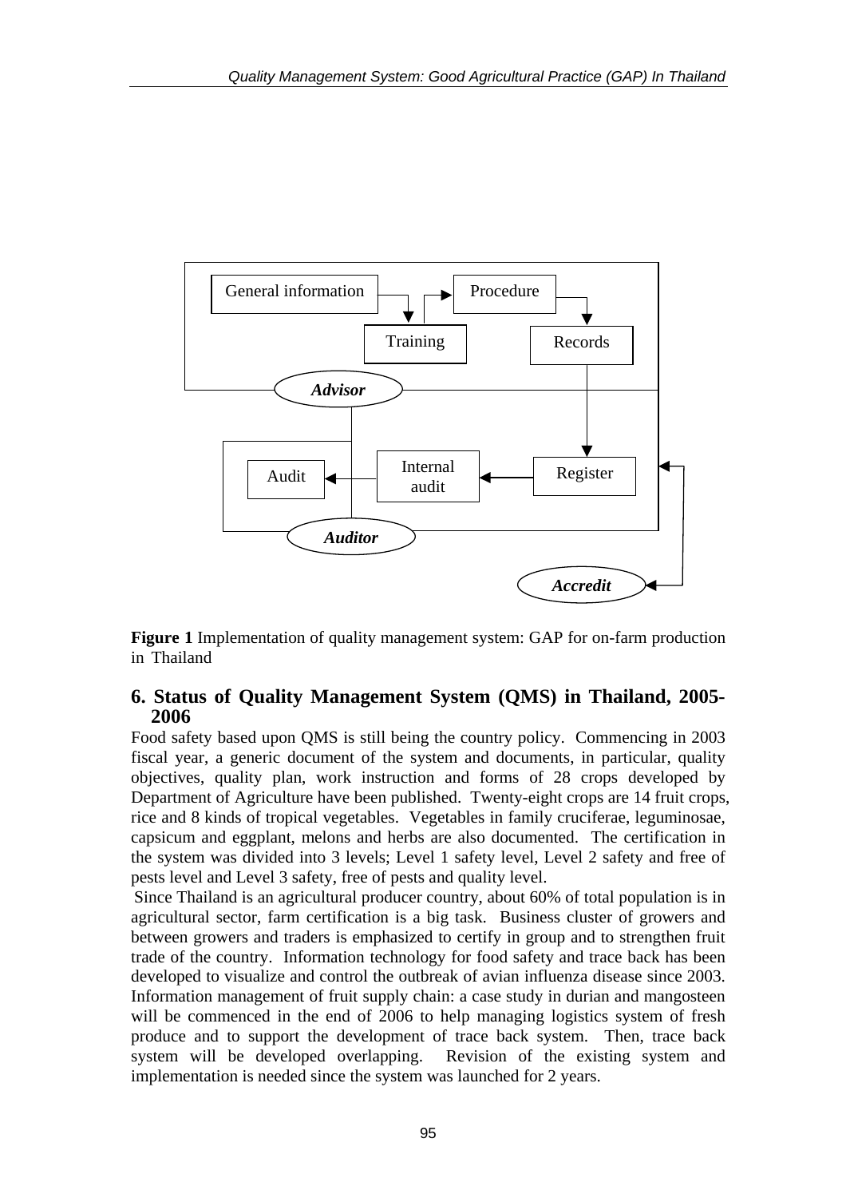Figure 1 Implementation of quality management system: GAP for on-farm production in Thailand

## 6. Status of Quality Management System (QMS) in Thailand, 2005-2006

Food safety based upon QMS is still being the country policy. Commencing in 2003 fiscal year, a generic document of the system and documents, in particular, quality objectives, quality plan, work instruction and forms of 28 crops developed by Department of Agriculture have been published. Twenty-eight crops are 14 fruit crops, rice and 8 kinds of tropical vegetables. Vegetables in family cruciferae, leguminosae, capsicum and eggplant, melons and herbs are also documented. The certification in the system was divided into 3 levels; Level 1 safety level, Level 2 safety and free of pests level and Level 3 safety, free of pests and quality level.

Since Thailand is an agricultural producer country, about 60% of total population is in agricultural sector, farm certification is a big task. Business cluster of growers and between growers and traders is emphasized to certify in group and to strengthen fruit trade of the country. Information technology for food safety and trace back has been developed to visualize and control the outbreak of avian influenza disease since 2003. Information management of fruit supply chain: a case study in durian and mangosteen will be commenced in the end of 2006 to help managing logistics system of fresh produce and to support the development of trace back system. Then, trace back system will be developed overlapping. Revision of the existing system and implementation is needed since the system was launched for 2 years.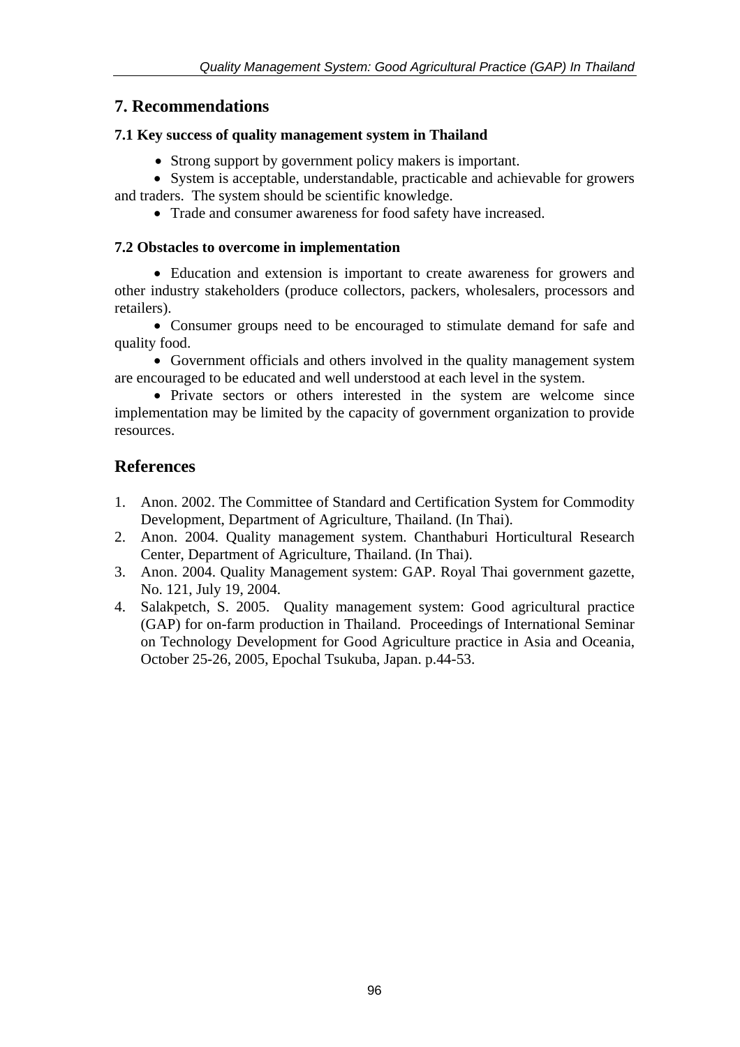## 7. Recommendations

### 7.1 Key success of quality management system in Thailand

- Strong support by government policy makers is important.
- System is acceptable, understandable, practicable and achievable for growers and traders. The system should be scientific knowledge.
- Trade and consumer awareness for food safety have increased.

### 7.2 Obstacles to overcome in implementation

- Education and extension is important to create awareness for growers and other industry stakeholders (produce collectors, packers, wholesalers, processors and retailers).
- Consumer groups need to be encouraged to stimulate demand for safe and quality food.
- Government officials and others involved in the quality management system are encouraged to be educated and well understood at each level in the system.
- Private sectors or others interested in the system are welcome since implementation may be limited by the capacity of government organization to provide resources.

## References

1. Anon. 2002. The Committee of Standard and Certification System for Commodity Development, Department of Agriculture, Thailand. (In Thai).
2. Anon. 2004. Quality management system. Chanthaburi Horticultural Research Center, Department of Agriculture, Thailand. (In Thai).
3. Anon. 2004. Quality Management system: GAP. Royal Thai government gazette, No. 121, July 19, 2004.
4. Salakpetch, S. 2005. Quality management system: Good agricultural practice (GAP) for on-farm production in Thailand. Proceedings of International Seminar on Technology Development for Good Agriculture practice in Asia and Oceania, October 25-26, 2005, Epochal Tsukuba, Japan. p.44-53.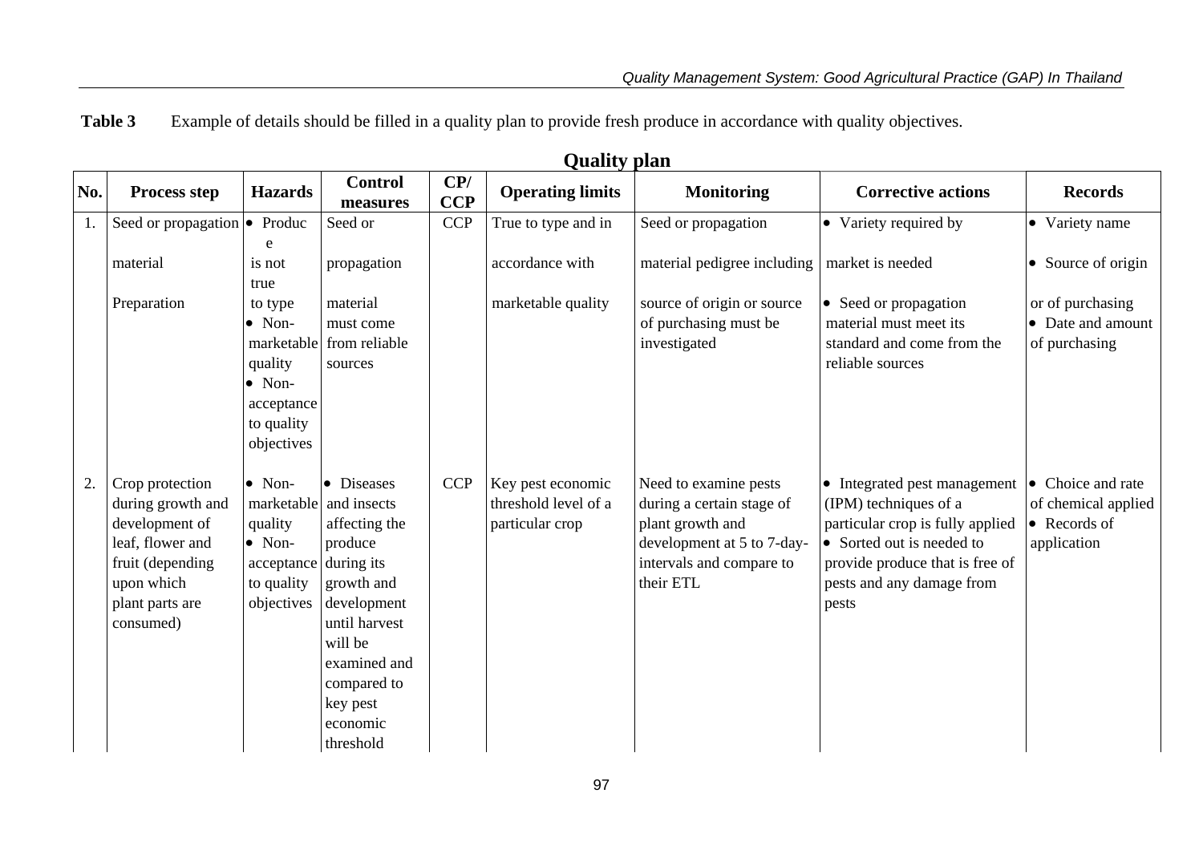**Table 3** Example of details should be filled in a quality plan to provide fresh produce in accordance with quality objectives.

## Quality plan

| No. | Process step | Hazards | Control measures | CP/ CCP | Operating limits | Monitoring | Corrective actions | Records |
|---|---|---|---|---|---|---|---|---|
| 1. | Seed or propagation material Preparation | • Produce is not true to type • Non-marketable quality • Non-acceptance to quality objectives | Seed or propagation material must come from reliable sources | CCP | True to type and in accordance with marketable quality | Seed or propagation material pedigree including source of origin or source of purchasing must be investigated | • Variety required by market is needed • Seed or propagation material must meet its standard and come from the reliable sources | • Variety name • Source of origin or of purchasing • Date and amount of purchasing |
| 2. | Crop protection during growth and development of leaf, flower and fruit (depending upon which plant parts are consumed) | • Non-marketable quality • Non-acceptance to quality objectives | • Diseases and insects affecting the produce during its growth and development until harvest will be examined and compared to key pest economic threshold | CCP | Key pest economic threshold level of a particular crop | Need to examine pests during a certain stage of plant growth and development at 5 to 7-day-intervals and compare to their ETL | • Integrated pest management (IPM) techniques of a particular crop is fully applied • Sorted out is needed to provide produce that is free of pests and any damage from pests | • Choice and rate of chemical applied • Records of application |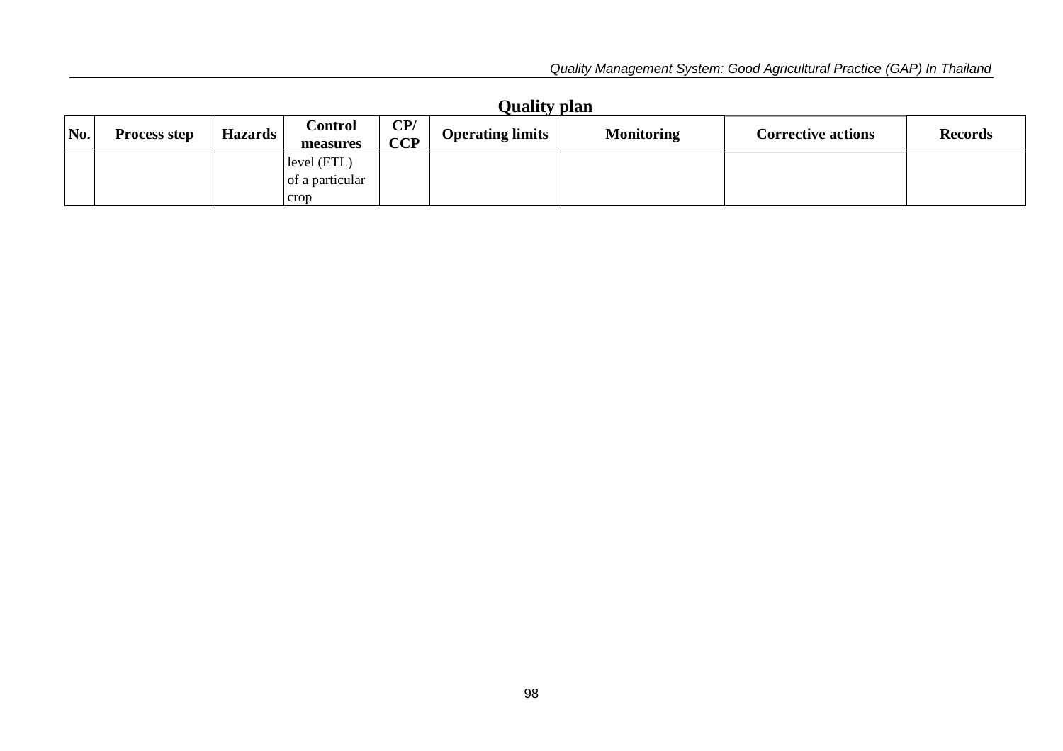## Quality plan

| No. | Process step | Hazards | Control measures | CP/ CCP | Operating limits | Monitoring | Corrective actions | Records |
|---|---|---|---|---|---|---|---|---|
| | | | level (ETL) of a particular crop | | | | | |